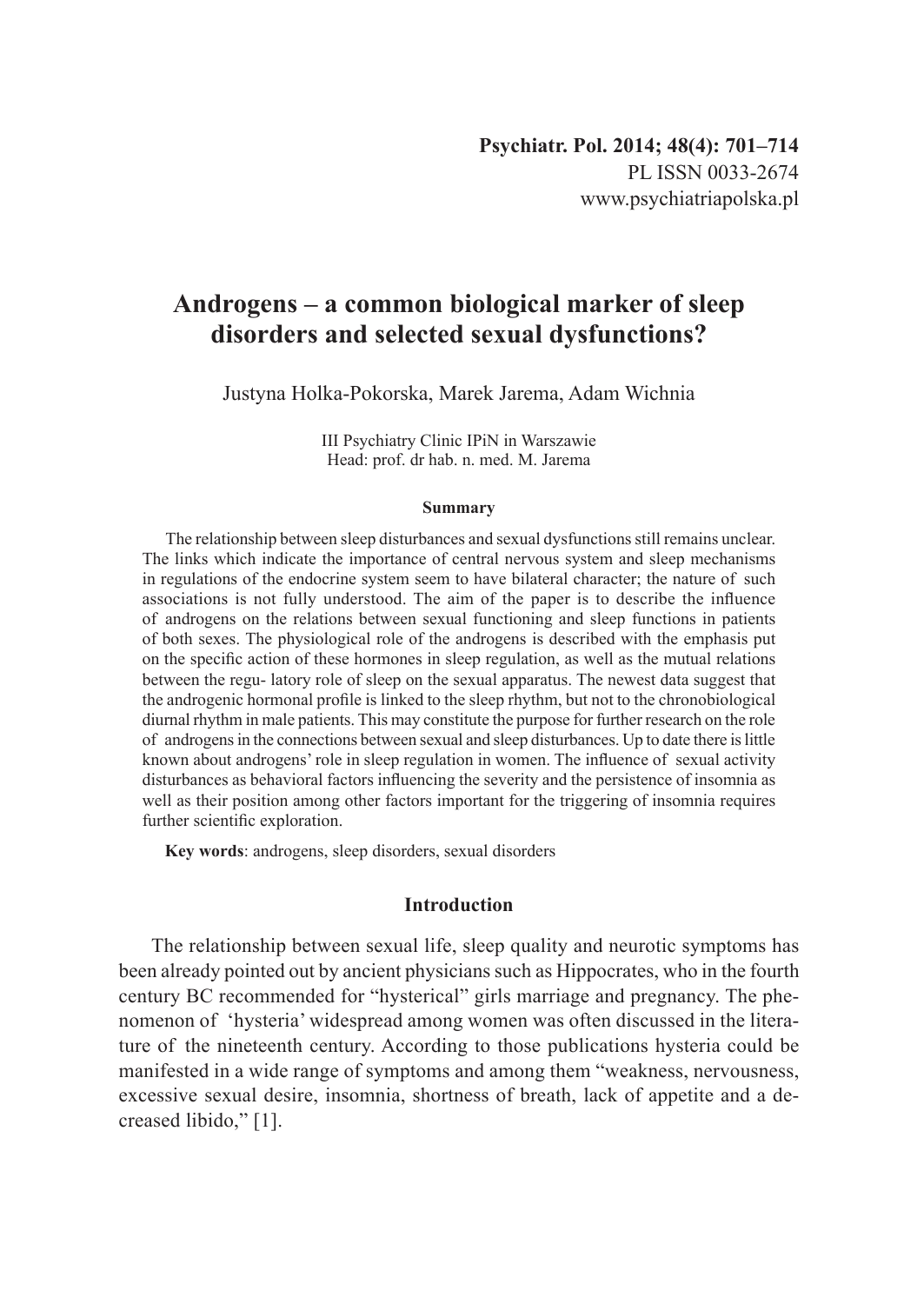# Androgens – a common biological marker of sleep disorders and selected sexual dysfunctions?

Justyna Holka-Pokorska, Marek Jarema, Adam Wichnia

III Psychiatry Clinic IPiN in Warszawie
Head: prof. dr hab. n. med. M. Jarema

### Summary

The relationship between sleep disturbances and sexual dysfunctions still remains unclear. The links which indicate the importance of central nervous system and sleep mechanisms in regulations of the endocrine system seem to have bilateral character; the nature of such associations is not fully understood. The aim of the paper is to describe the influence of androgens on the relations between sexual functioning and sleep functions in patients of both sexes. The physiological role of the androgens is described with the emphasis put on the specific action of these hormones in sleep regulation, as well as the mutual relations between the regu- latory role of sleep on the sexual apparatus. The newest data suggest that the androgenic hormonal profile is linked to the sleep rhythm, but not to the chronobiological diurnal rhythm in male patients. This may constitute the purpose for further research on the role of androgens in the connections between sexual and sleep disturbances. Up to date there is little known about androgens' role in sleep regulation in women. The influence of sexual activity disturbances as behavioral factors influencing the severity and the persistence of insomnia as well as their position among other factors important for the triggering of insomnia requires further scientific exploration.

**Key words**: androgens, sleep disorders, sexual disorders

## Introduction

The relationship between sexual life, sleep quality and neurotic symptoms has been already pointed out by ancient physicians such as Hippocrates, who in the fourth century BC recommended for "hysterical" girls marriage and pregnancy. The phenomenon of 'hysteria' widespread among women was often discussed in the literature of the nineteenth century. According to those publications hysteria could be manifested in a wide range of symptoms and among them "weakness, nervousness, excessive sexual desire, insomnia, shortness of breath, lack of appetite and a decreased libido," [1].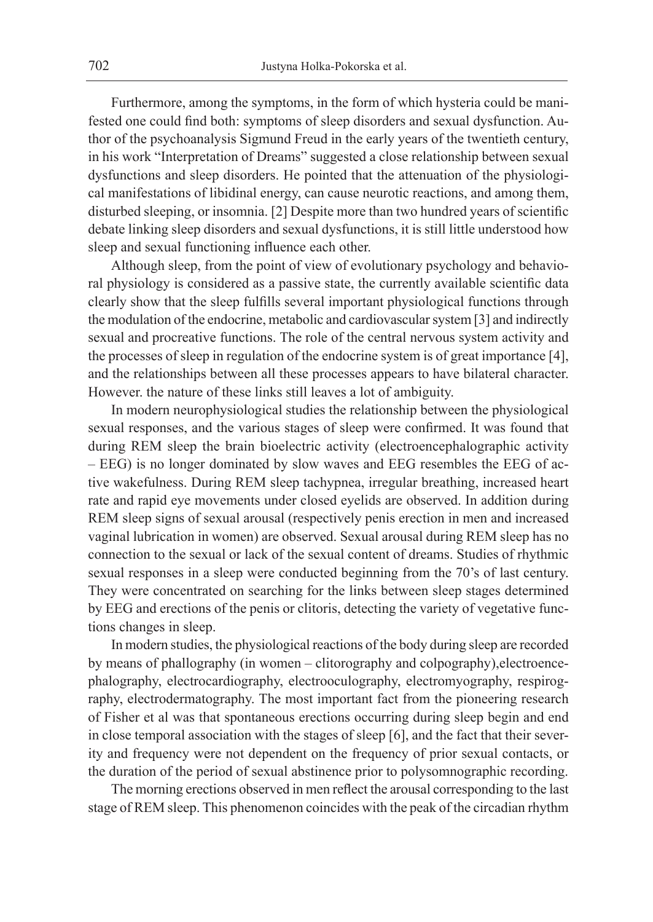Furthermore, among the symptoms, in the form of which hysteria could be manifested one could find both: symptoms of sleep disorders and sexual dysfunction. Author of the psychoanalysis Sigmund Freud in the early years of the twentieth century, in his work "Interpretation of Dreams" suggested a close relationship between sexual dysfunctions and sleep disorders. He pointed that the attenuation of the physiological manifestations of libidinal energy, can cause neurotic reactions, and among them, disturbed sleeping, or insomnia. [2] Despite more than two hundred years of scientific debate linking sleep disorders and sexual dysfunctions, it is still little understood how sleep and sexual functioning influence each other.

Although sleep, from the point of view of evolutionary psychology and behavioral physiology is considered as a passive state, the currently available scientific data clearly show that the sleep fulfills several important physiological functions through the modulation of the endocrine, metabolic and cardiovascular system [3] and indirectly sexual and procreative functions. The role of the central nervous system activity and the processes of sleep in regulation of the endocrine system is of great importance [4], and the relationships between all these processes appears to have bilateral character. However. the nature of these links still leaves a lot of ambiguity.

In modern neurophysiological studies the relationship between the physiological sexual responses, and the various stages of sleep were confirmed. It was found that during REM sleep the brain bioelectric activity (electroencephalographic activity – EEG) is no longer dominated by slow waves and EEG resembles the EEG of active wakefulness. During REM sleep tachypnea, irregular breathing, increased heart rate and rapid eye movements under closed eyelids are observed. In addition during REM sleep signs of sexual arousal (respectively penis erection in men and increased vaginal lubrication in women) are observed. Sexual arousal during REM sleep has no connection to the sexual or lack of the sexual content of dreams. Studies of rhythmic sexual responses in a sleep were conducted beginning from the 70's of last century. They were concentrated on searching for the links between sleep stages determined by EEG and erections of the penis or clitoris, detecting the variety of vegetative functions changes in sleep.

In modern studies, the physiological reactions of the body during sleep are recorded by means of phallography (in women – clitorography and colpography),electroencephalography, electrocardiography, electrooculography, electromyography, respirography, electrodermatography. The most important fact from the pioneering research of Fisher et al was that spontaneous erections occurring during sleep begin and end in close temporal association with the stages of sleep [6], and the fact that their severity and frequency were not dependent on the frequency of prior sexual contacts, or the duration of the period of sexual abstinence prior to polysomnographic recording.

The morning erections observed in men reflect the arousal corresponding to the last stage of REM sleep. This phenomenon coincides with the peak of the circadian rhythm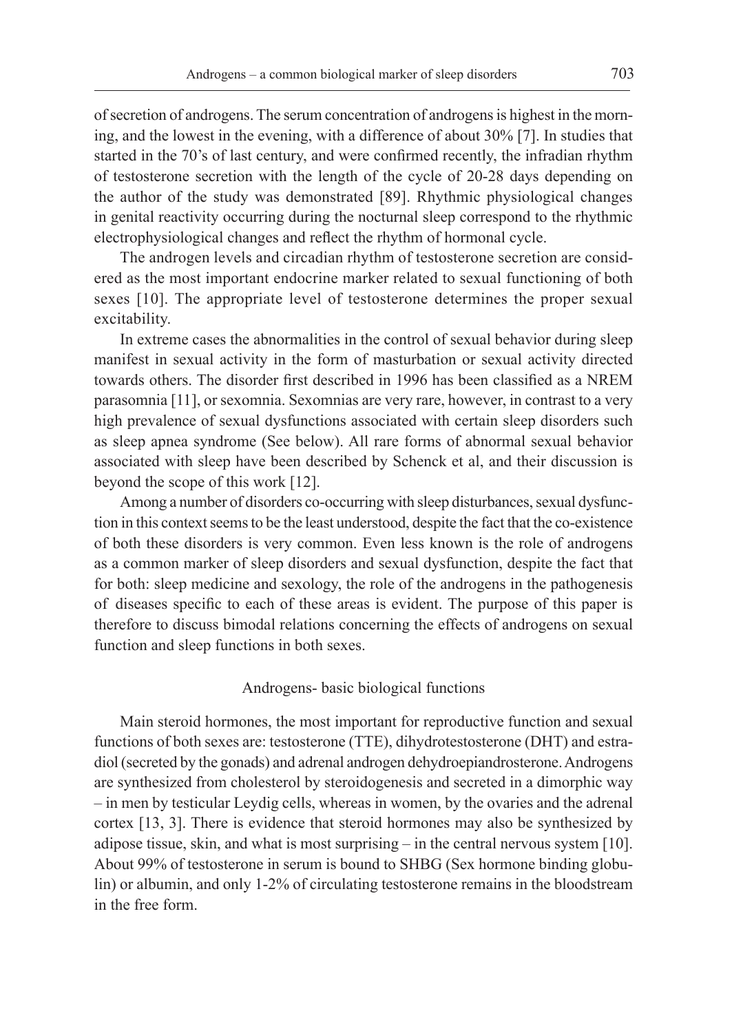of secretion of androgens. The serum concentration of androgens is highest in the morning, and the lowest in the evening, with a difference of about 30% [7]. In studies that started in the 70's of last century, and were confirmed recently, the infradian rhythm of testosterone secretion with the length of the cycle of 20-28 days depending on the author of the study was demonstrated [89]. Rhythmic physiological changes in genital reactivity occurring during the nocturnal sleep correspond to the rhythmic electrophysiological changes and reflect the rhythm of hormonal cycle.

The androgen levels and circadian rhythm of testosterone secretion are considered as the most important endocrine marker related to sexual functioning of both sexes [10]. The appropriate level of testosterone determines the proper sexual excitability.

In extreme cases the abnormalities in the control of sexual behavior during sleep manifest in sexual activity in the form of masturbation or sexual activity directed towards others. The disorder first described in 1996 has been classified as a NREM parasomnia [11], or sexomnia. Sexomnias are very rare, however, in contrast to a very high prevalence of sexual dysfunctions associated with certain sleep disorders such as sleep apnea syndrome (See below). All rare forms of abnormal sexual behavior associated with sleep have been described by Schenck et al, and their discussion is beyond the scope of this work [12].

Among a number of disorders co-occurring with sleep disturbances, sexual dysfunction in this context seems to be the least understood, despite the fact that the co-existence of both these disorders is very common. Even less known is the role of androgens as a common marker of sleep disorders and sexual dysfunction, despite the fact that for both: sleep medicine and sexology, the role of the androgens in the pathogenesis of diseases specific to each of these areas is evident. The purpose of this paper is therefore to discuss bimodal relations concerning the effects of androgens on sexual function and sleep functions in both sexes.

## Androgens- basic biological functions

Main steroid hormones, the most important for reproductive function and sexual functions of both sexes are: testosterone (TTE), dihydrotestosterone (DHT) and estradiol (secreted by the gonads) and adrenal androgen dehydroepiandrosterone. Androgens are synthesized from cholesterol by steroidogenesis and secreted in a dimorphic way – in men by testicular Leydig cells, whereas in women, by the ovaries and the adrenal cortex [13, 3]. There is evidence that steroid hormones may also be synthesized by adipose tissue, skin, and what is most surprising – in the central nervous system [10]. About 99% of testosterone in serum is bound to SHBG (Sex hormone binding globulin) or albumin, and only 1-2% of circulating testosterone remains in the bloodstream in the free form.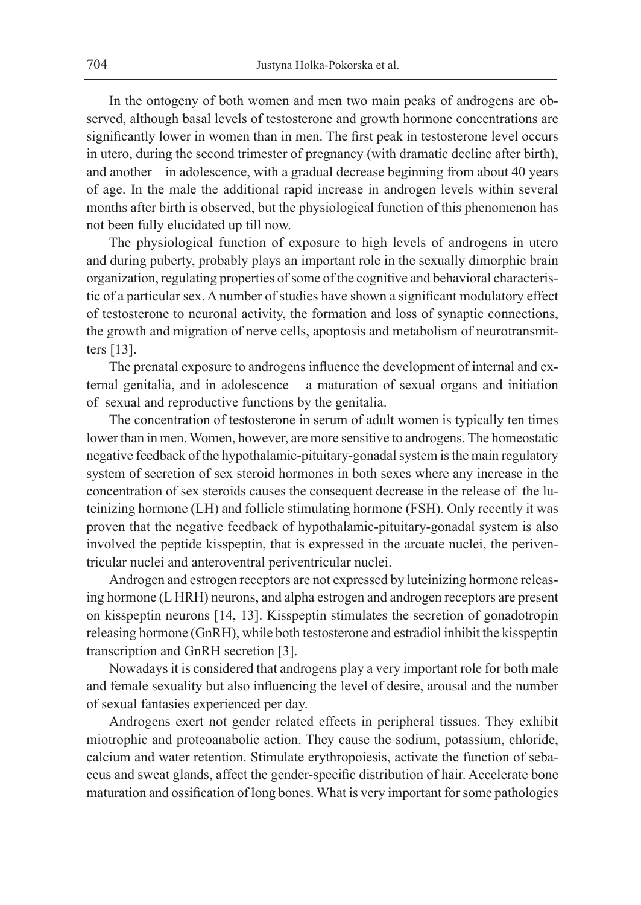In the ontogeny of both women and men two main peaks of androgens are observed, although basal levels of testosterone and growth hormone concentrations are significantly lower in women than in men. The first peak in testosterone level occurs in utero, during the second trimester of pregnancy (with dramatic decline after birth), and another – in adolescence, with a gradual decrease beginning from about 40 years of age. In the male the additional rapid increase in androgen levels within several months after birth is observed, but the physiological function of this phenomenon has not been fully elucidated up till now.

The physiological function of exposure to high levels of androgens in utero and during puberty, probably plays an important role in the sexually dimorphic brain organization, regulating properties of some of the cognitive and behavioral characteristic of a particular sex. A number of studies have shown a significant modulatory effect of testosterone to neuronal activity, the formation and loss of synaptic connections, the growth and migration of nerve cells, apoptosis and metabolism of neurotransmitters [13].

The prenatal exposure to androgens influence the development of internal and external genitalia, and in adolescence – a maturation of sexual organs and initiation of sexual and reproductive functions by the genitalia.

The concentration of testosterone in serum of adult women is typically ten times lower than in men. Women, however, are more sensitive to androgens. The homeostatic negative feedback of the hypothalamic-pituitary-gonadal system is the main regulatory system of secretion of sex steroid hormones in both sexes where any increase in the concentration of sex steroids causes the consequent decrease in the release of the luteinizing hormone (LH) and follicle stimulating hormone (FSH). Only recently it was proven that the negative feedback of hypothalamic-pituitary-gonadal system is also involved the peptide kisspeptin, that is expressed in the arcuate nuclei, the periventricular nuclei and anteroventral periventricular nuclei.

Androgen and estrogen receptors are not expressed by luteinizing hormone releasing hormone (L HRH) neurons, and alpha estrogen and androgen receptors are present on kisspeptin neurons [14, 13]. Kisspeptin stimulates the secretion of gonadotropin releasing hormone (GnRH), while both testosterone and estradiol inhibit the kisspeptin transcription and GnRH secretion [3].

Nowadays it is considered that androgens play a very important role for both male and female sexuality but also influencing the level of desire, arousal and the number of sexual fantasies experienced per day.

Androgens exert not gender related effects in peripheral tissues. They exhibit miotrophic and proteoanabolic action. They cause the sodium, potassium, chloride, calcium and water retention. Stimulate erythropoiesis, activate the function of sebaceus and sweat glands, affect the gender-specific distribution of hair. Accelerate bone maturation and ossification of long bones. What is very important for some pathologies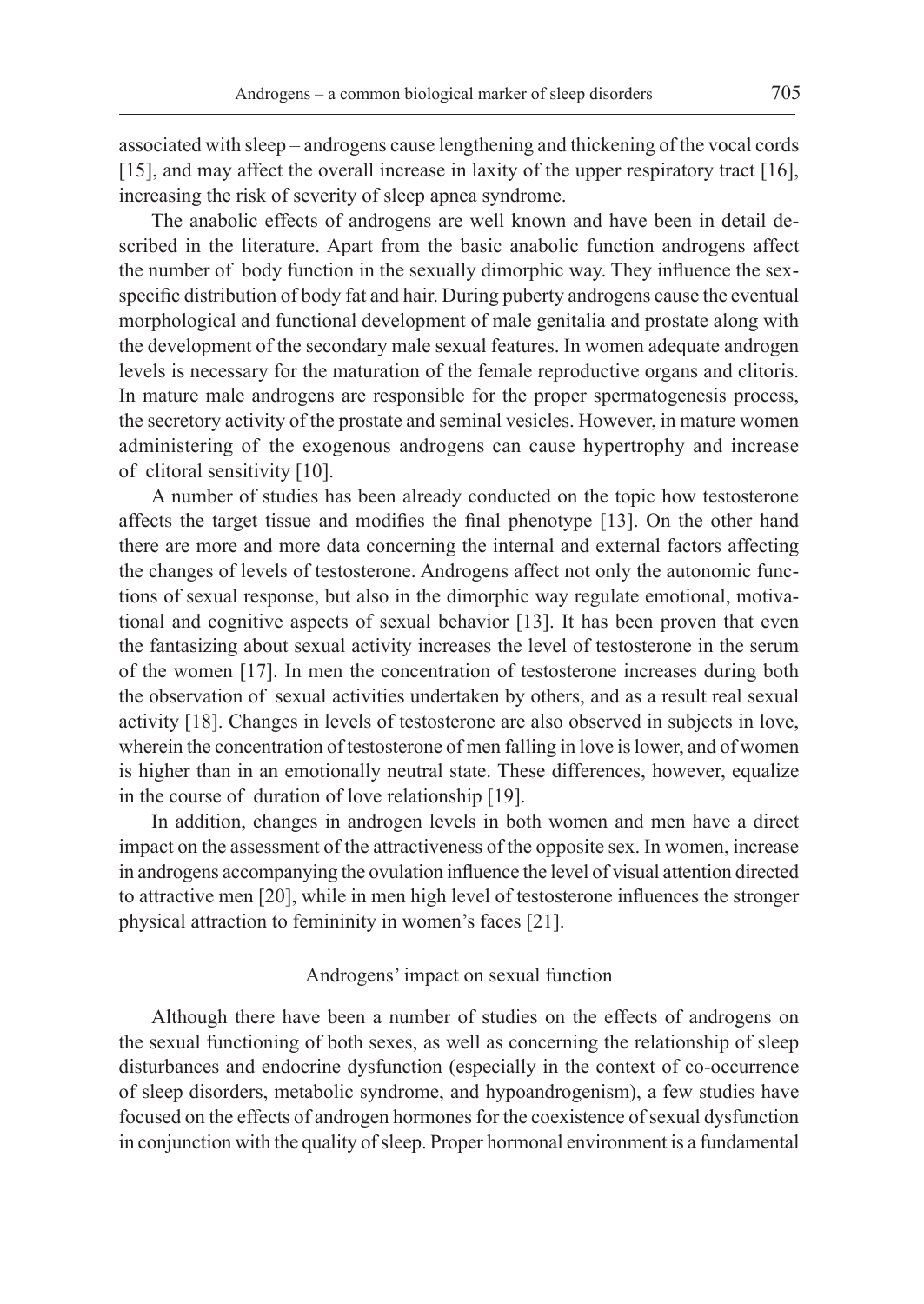associated with sleep – androgens cause lengthening and thickening of the vocal cords [15], and may affect the overall increase in laxity of the upper respiratory tract [16], increasing the risk of severity of sleep apnea syndrome.

The anabolic effects of androgens are well known and have been in detail described in the literature. Apart from the basic anabolic function androgens affect the number of body function in the sexually dimorphic way. They influence the sex-specific distribution of body fat and hair. During puberty androgens cause the eventual morphological and functional development of male genitalia and prostate along with the development of the secondary male sexual features. In women adequate androgen levels is necessary for the maturation of the female reproductive organs and clitoris. In mature male androgens are responsible for the proper spermatogenesis process, the secretory activity of the prostate and seminal vesicles. However, in mature women administering of the exogenous androgens can cause hypertrophy and increase of clitoral sensitivity [10].

A number of studies has been already conducted on the topic how testosterone affects the target tissue and modifies the final phenotype [13]. On the other hand there are more and more data concerning the internal and external factors affecting the changes of levels of testosterone. Androgens affect not only the autonomic functions of sexual response, but also in the dimorphic way regulate emotional, motivational and cognitive aspects of sexual behavior [13]. It has been proven that even the fantasizing about sexual activity increases the level of testosterone in the serum of the women [17]. In men the concentration of testosterone increases during both the observation of sexual activities undertaken by others, and as a result real sexual activity [18]. Changes in levels of testosterone are also observed in subjects in love, wherein the concentration of testosterone of men falling in love is lower, and of women is higher than in an emotionally neutral state. These differences, however, equalize in the course of duration of love relationship [19].

In addition, changes in androgen levels in both women and men have a direct impact on the assessment of the attractiveness of the opposite sex. In women, increase in androgens accompanying the ovulation influence the level of visual attention directed to attractive men [20], while in men high level of testosterone influences the stronger physical attraction to femininity in women's faces [21].

## Androgens' impact on sexual function

Although there have been a number of studies on the effects of androgens on the sexual functioning of both sexes, as well as concerning the relationship of sleep disturbances and endocrine dysfunction (especially in the context of co-occurrence of sleep disorders, metabolic syndrome, and hypoandrogenism), a few studies have focused on the effects of androgen hormones for the coexistence of sexual dysfunction in conjunction with the quality of sleep. Proper hormonal environment is a fundamental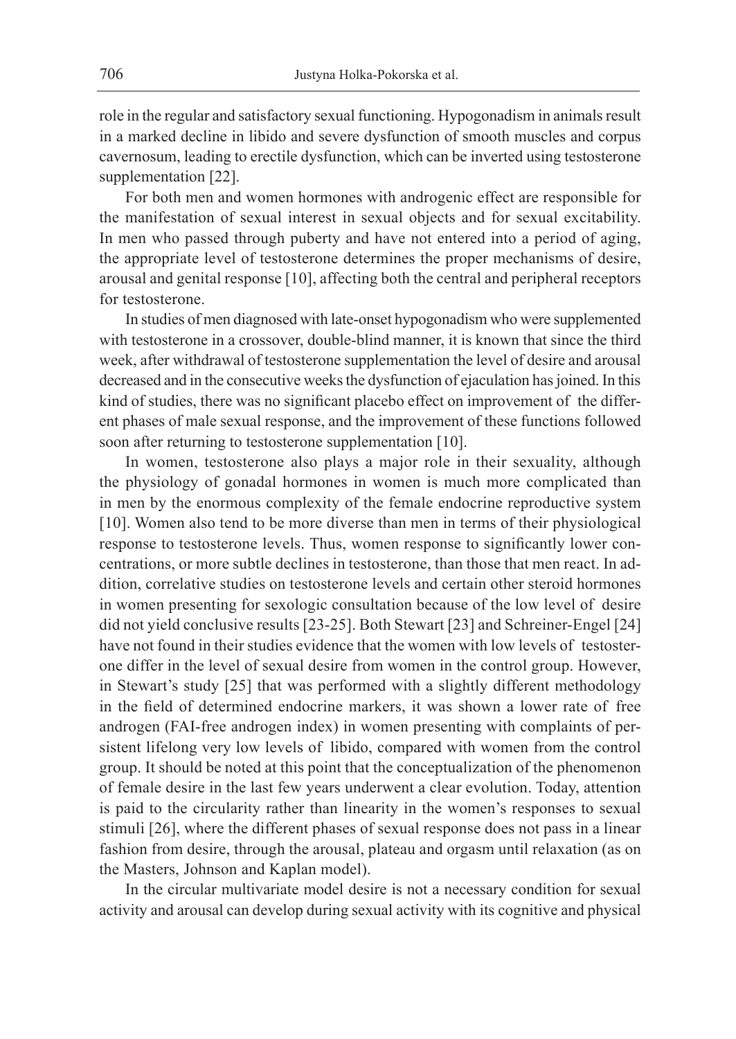role in the regular and satisfactory sexual functioning. Hypogonadism in animals result in a marked decline in libido and severe dysfunction of smooth muscles and corpus cavernosum, leading to erectile dysfunction, which can be inverted using testosterone supplementation [22].

For both men and women hormones with androgenic effect are responsible for the manifestation of sexual interest in sexual objects and for sexual excitability. In men who passed through puberty and have not entered into a period of aging, the appropriate level of testosterone determines the proper mechanisms of desire, arousal and genital response [10], affecting both the central and peripheral receptors for testosterone.

In studies of men diagnosed with late-onset hypogonadism who were supplemented with testosterone in a crossover, double-blind manner, it is known that since the third week, after withdrawal of testosterone supplementation the level of desire and arousal decreased and in the consecutive weeks the dysfunction of ejaculation has joined. In this kind of studies, there was no significant placebo effect on improvement of the different phases of male sexual response, and the improvement of these functions followed soon after returning to testosterone supplementation [10].

In women, testosterone also plays a major role in their sexuality, although the physiology of gonadal hormones in women is much more complicated than in men by the enormous complexity of the female endocrine reproductive system [10]. Women also tend to be more diverse than men in terms of their physiological response to testosterone levels. Thus, women response to significantly lower concentrations, or more subtle declines in testosterone, than those that men react. In addition, correlative studies on testosterone levels and certain other steroid hormones in women presenting for sexologic consultation because of the low level of desire did not yield conclusive results [23-25]. Both Stewart [23] and Schreiner-Engel [24] have not found in their studies evidence that the women with low levels of testosterone differ in the level of sexual desire from women in the control group. However, in Stewart's study [25] that was performed with a slightly different methodology in the field of determined endocrine markers, it was shown a lower rate of free androgen (FAI-free androgen index) in women presenting with complaints of persistent lifelong very low levels of libido, compared with women from the control group. It should be noted at this point that the conceptualization of the phenomenon of female desire in the last few years underwent a clear evolution. Today, attention is paid to the circularity rather than linearity in the women's responses to sexual stimuli [26], where the different phases of sexual response does not pass in a linear fashion from desire, through the arousal, plateau and orgasm until relaxation (as on the Masters, Johnson and Kaplan model).

In the circular multivariate model desire is not a necessary condition for sexual activity and arousal can develop during sexual activity with its cognitive and physical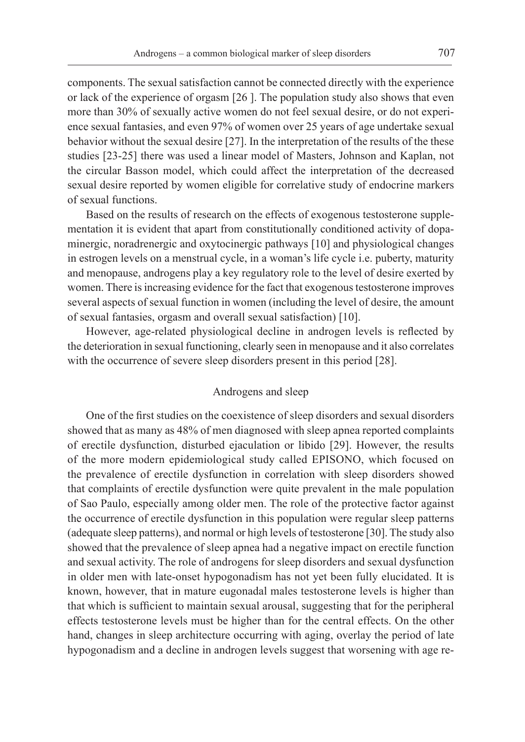components. The sexual satisfaction cannot be connected directly with the experience or lack of the experience of orgasm [26 ]. The population study also shows that even more than 30% of sexually active women do not feel sexual desire, or do not experience sexual fantasies, and even 97% of women over 25 years of age undertake sexual behavior without the sexual desire [27]. In the interpretation of the results of the these studies [23-25] there was used a linear model of Masters, Johnson and Kaplan, not the circular Basson model, which could affect the interpretation of the decreased sexual desire reported by women eligible for correlative study of endocrine markers of sexual functions.

Based on the results of research on the effects of exogenous testosterone supplementation it is evident that apart from constitutionally conditioned activity of dopaminergic, noradrenergic and oxytocinergic pathways [10] and physiological changes in estrogen levels on a menstrual cycle, in a woman's life cycle i.e. puberty, maturity and menopause, androgens play a key regulatory role to the level of desire exerted by women. There is increasing evidence for the fact that exogenous testosterone improves several aspects of sexual function in women (including the level of desire, the amount of sexual fantasies, orgasm and overall sexual satisfaction) [10].

However, age-related physiological decline in androgen levels is reflected by the deterioration in sexual functioning, clearly seen in menopause and it also correlates with the occurrence of severe sleep disorders present in this period [28].

## Androgens and sleep

One of the first studies on the coexistence of sleep disorders and sexual disorders showed that as many as 48% of men diagnosed with sleep apnea reported complaints of erectile dysfunction, disturbed ejaculation or libido [29]. However, the results of the more modern epidemiological study called EPISONO, which focused on the prevalence of erectile dysfunction in correlation with sleep disorders showed that complaints of erectile dysfunction were quite prevalent in the male population of Sao Paulo, especially among older men. The role of the protective factor against the occurrence of erectile dysfunction in this population were regular sleep patterns (adequate sleep patterns), and normal or high levels of testosterone [30]. The study also showed that the prevalence of sleep apnea had a negative impact on erectile function and sexual activity. The role of androgens for sleep disorders and sexual dysfunction in older men with late-onset hypogonadism has not yet been fully elucidated. It is known, however, that in mature eugonadal males testosterone levels is higher than that which is sufficient to maintain sexual arousal, suggesting that for the peripheral effects testosterone levels must be higher than for the central effects. On the other hand, changes in sleep architecture occurring with aging, overlay the period of late hypogonadism and a decline in androgen levels suggest that worsening with age re-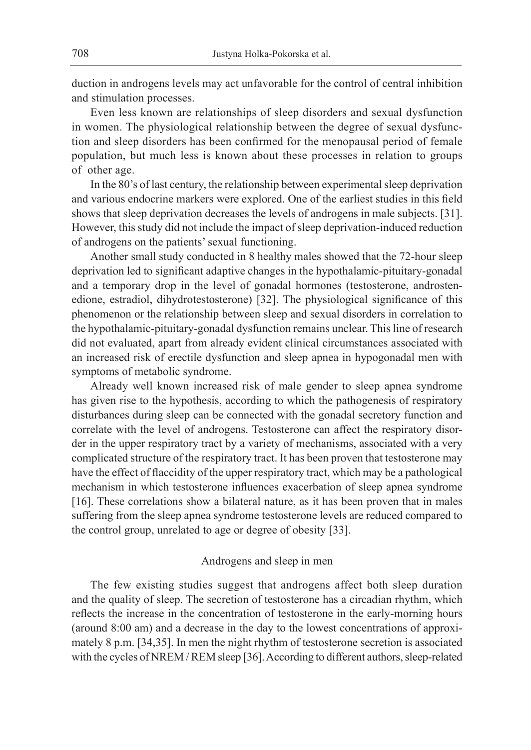duction in androgens levels may act unfavorable for the control of central inhibition and stimulation processes.

Even less known are relationships of sleep disorders and sexual dysfunction in women. The physiological relationship between the degree of sexual dysfunction and sleep disorders has been confirmed for the menopausal period of female population, but much less is known about these processes in relation to groups of other age.

In the 80's of last century, the relationship between experimental sleep deprivation and various endocrine markers were explored. One of the earliest studies in this field shows that sleep deprivation decreases the levels of androgens in male subjects. [31]. However, this study did not include the impact of sleep deprivation-induced reduction of androgens on the patients' sexual functioning.

Another small study conducted in 8 healthy males showed that the 72-hour sleep deprivation led to significant adaptive changes in the hypothalamic-pituitary-gonadal and a temporary drop in the level of gonadal hormones (testosterone, androstenedione, estradiol, dihydrotestosterone) [32]. The physiological significance of this phenomenon or the relationship between sleep and sexual disorders in correlation to the hypothalamic-pituitary-gonadal dysfunction remains unclear. This line of research did not evaluated, apart from already evident clinical circumstances associated with an increased risk of erectile dysfunction and sleep apnea in hypogonadal men with symptoms of metabolic syndrome.

Already well known increased risk of male gender to sleep apnea syndrome has given rise to the hypothesis, according to which the pathogenesis of respiratory disturbances during sleep can be connected with the gonadal secretory function and correlate with the level of androgens. Testosterone can affect the respiratory disorder in the upper respiratory tract by a variety of mechanisms, associated with a very complicated structure of the respiratory tract. It has been proven that testosterone may have the effect of flaccidity of the upper respiratory tract, which may be a pathological mechanism in which testosterone influences exacerbation of sleep apnea syndrome [16]. These correlations show a bilateral nature, as it has been proven that in males suffering from the sleep apnea syndrome testosterone levels are reduced compared to the control group, unrelated to age or degree of obesity [33].

## Androgens and sleep in men

The few existing studies suggest that androgens affect both sleep duration and the quality of sleep. The secretion of testosterone has a circadian rhythm, which reflects the increase in the concentration of testosterone in the early-morning hours (around 8:00 am) and a decrease in the day to the lowest concentrations of approximately 8 p.m. [34,35]. In men the night rhythm of testosterone secretion is associated with the cycles of NREM / REM sleep [36]. According to different authors, sleep-related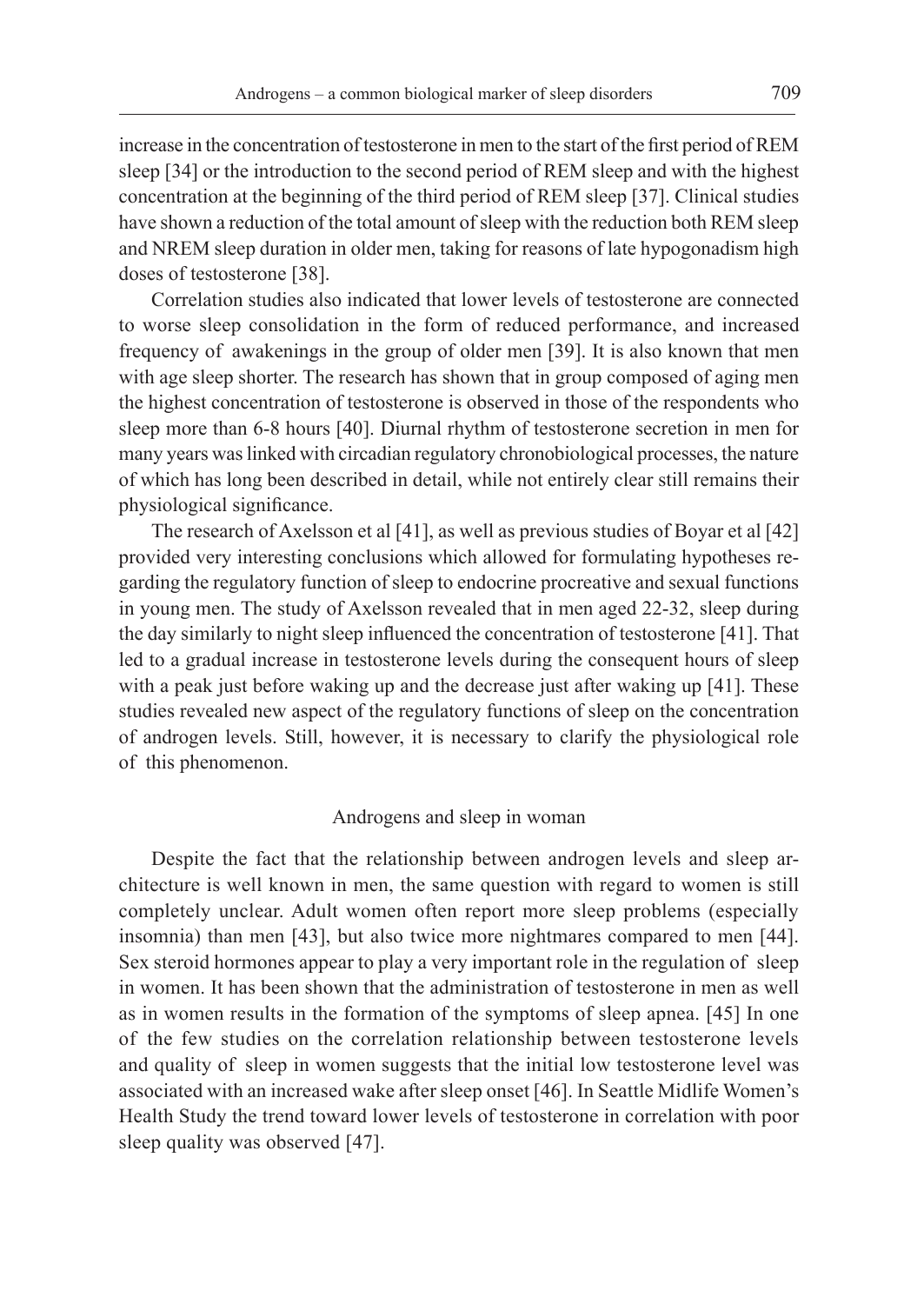increase in the concentration of testosterone in men to the start of the first period of REM sleep [34] or the introduction to the second period of REM sleep and with the highest concentration at the beginning of the third period of REM sleep [37]. Clinical studies have shown a reduction of the total amount of sleep with the reduction both REM sleep and NREM sleep duration in older men, taking for reasons of late hypogonadism high doses of testosterone [38].

Correlation studies also indicated that lower levels of testosterone are connected to worse sleep consolidation in the form of reduced performance, and increased frequency of awakenings in the group of older men [39]. It is also known that men with age sleep shorter. The research has shown that in group composed of aging men the highest concentration of testosterone is observed in those of the respondents who sleep more than 6-8 hours [40]. Diurnal rhythm of testosterone secretion in men for many years was linked with circadian regulatory chronobiological processes, the nature of which has long been described in detail, while not entirely clear still remains their physiological significance.

The research of Axelsson et al [41], as well as previous studies of Boyar et al [42] provided very interesting conclusions which allowed for formulating hypotheses regarding the regulatory function of sleep to endocrine procreative and sexual functions in young men. The study of Axelsson revealed that in men aged 22-32, sleep during the day similarly to night sleep influenced the concentration of testosterone [41]. That led to a gradual increase in testosterone levels during the consequent hours of sleep with a peak just before waking up and the decrease just after waking up [41]. These studies revealed new aspect of the regulatory functions of sleep on the concentration of androgen levels. Still, however, it is necessary to clarify the physiological role of this phenomenon.

## Androgens and sleep in woman

Despite the fact that the relationship between androgen levels and sleep architecture is well known in men, the same question with regard to women is still completely unclear. Adult women often report more sleep problems (especially insomnia) than men [43], but also twice more nightmares compared to men [44]. Sex steroid hormones appear to play a very important role in the regulation of sleep in women. It has been shown that the administration of testosterone in men as well as in women results in the formation of the symptoms of sleep apnea. [45] In one of the few studies on the correlation relationship between testosterone levels and quality of sleep in women suggests that the initial low testosterone level was associated with an increased wake after sleep onset [46]. In Seattle Midlife Women's Health Study the trend toward lower levels of testosterone in correlation with poor sleep quality was observed [47].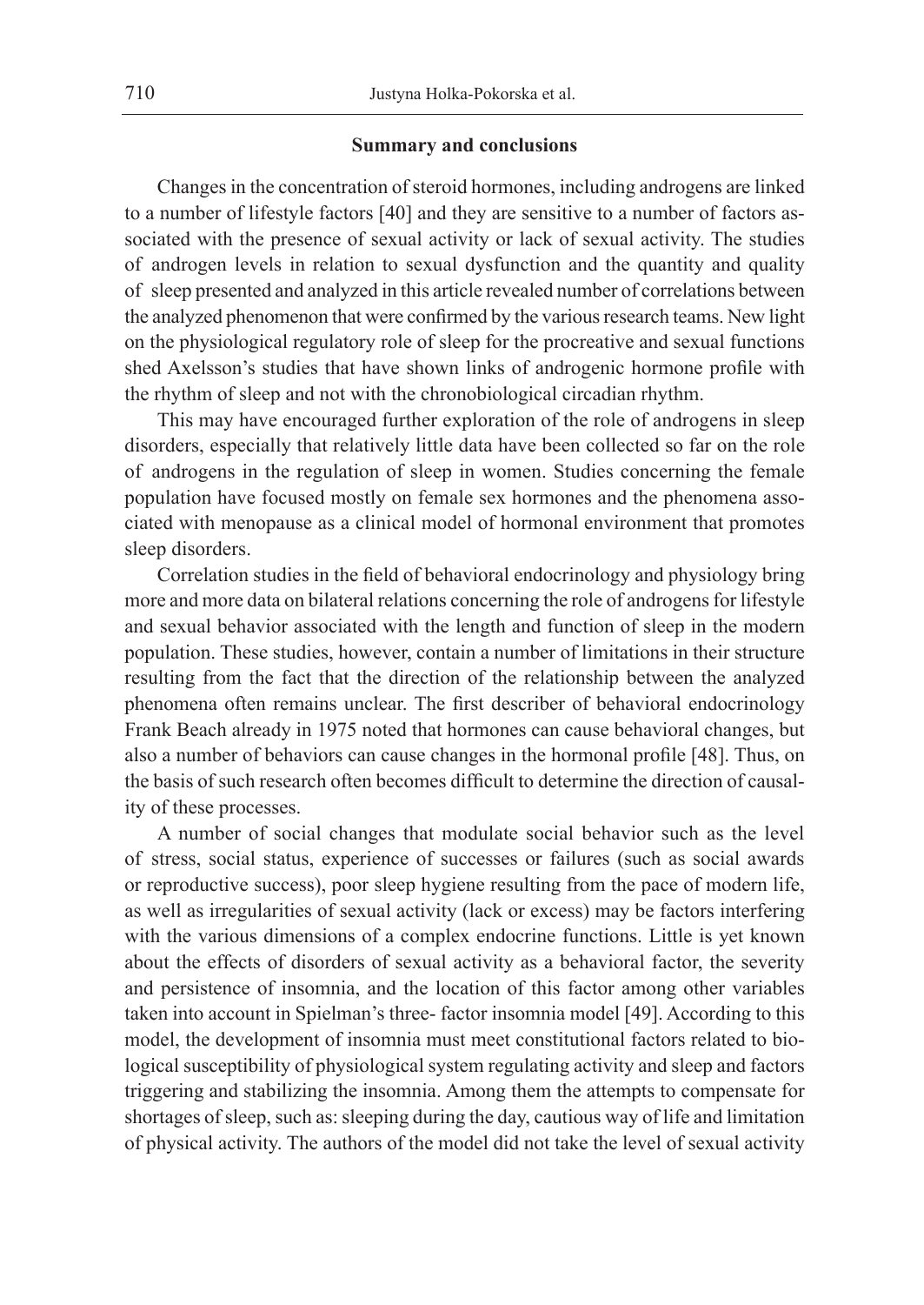## Summary and conclusions

Changes in the concentration of steroid hormones, including androgens are linked to a number of lifestyle factors [40] and they are sensitive to a number of factors associated with the presence of sexual activity or lack of sexual activity. The studies of androgen levels in relation to sexual dysfunction and the quantity and quality of sleep presented and analyzed in this article revealed number of correlations between the analyzed phenomenon that were confirmed by the various research teams. New light on the physiological regulatory role of sleep for the procreative and sexual functions shed Axelsson's studies that have shown links of androgenic hormone profile with the rhythm of sleep and not with the chronobiological circadian rhythm.

This may have encouraged further exploration of the role of androgens in sleep disorders, especially that relatively little data have been collected so far on the role of androgens in the regulation of sleep in women. Studies concerning the female population have focused mostly on female sex hormones and the phenomena associated with menopause as a clinical model of hormonal environment that promotes sleep disorders.

Correlation studies in the field of behavioral endocrinology and physiology bring more and more data on bilateral relations concerning the role of androgens for lifestyle and sexual behavior associated with the length and function of sleep in the modern population. These studies, however, contain a number of limitations in their structure resulting from the fact that the direction of the relationship between the analyzed phenomena often remains unclear. The first describer of behavioral endocrinology Frank Beach already in 1975 noted that hormones can cause behavioral changes, but also a number of behaviors can cause changes in the hormonal profile [48]. Thus, on the basis of such research often becomes difficult to determine the direction of causality of these processes.

A number of social changes that modulate social behavior such as the level of stress, social status, experience of successes or failures (such as social awards or reproductive success), poor sleep hygiene resulting from the pace of modern life, as well as irregularities of sexual activity (lack or excess) may be factors interfering with the various dimensions of a complex endocrine functions. Little is yet known about the effects of disorders of sexual activity as a behavioral factor, the severity and persistence of insomnia, and the location of this factor among other variables taken into account in Spielman's three- factor insomnia model [49]. According to this model, the development of insomnia must meet constitutional factors related to biological susceptibility of physiological system regulating activity and sleep and factors triggering and stabilizing the insomnia. Among them the attempts to compensate for shortages of sleep, such as: sleeping during the day, cautious way of life and limitation of physical activity. The authors of the model did not take the level of sexual activity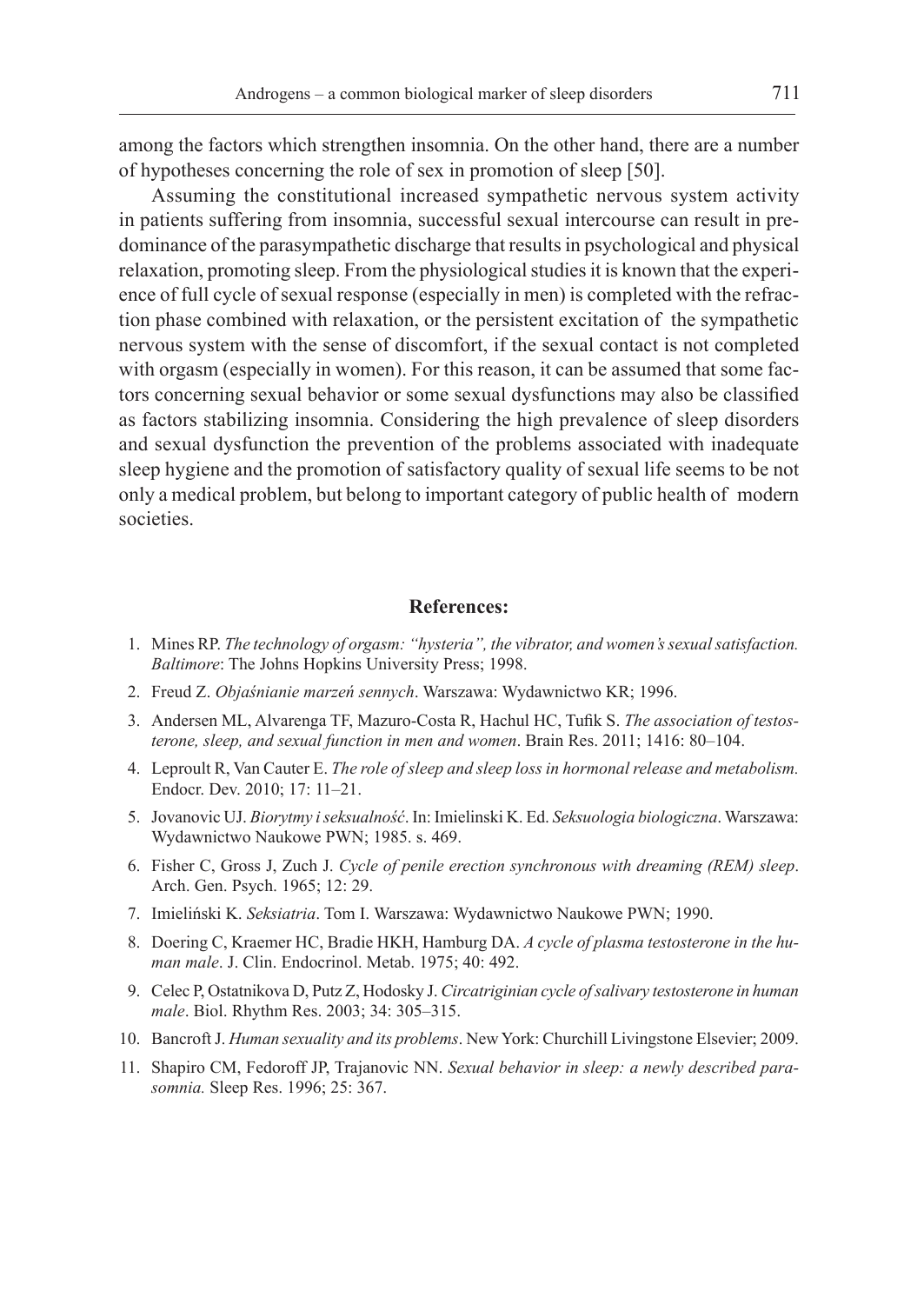among the factors which strengthen insomnia. On the other hand, there are a number of hypotheses concerning the role of sex in promotion of sleep [50].

Assuming the constitutional increased sympathetic nervous system activity in patients suffering from insomnia, successful sexual intercourse can result in predominance of the parasympathetic discharge that results in psychological and physical relaxation, promoting sleep. From the physiological studies it is known that the experience of full cycle of sexual response (especially in men) is completed with the refraction phase combined with relaxation, or the persistent excitation of the sympathetic nervous system with the sense of discomfort, if the sexual contact is not completed with orgasm (especially in women). For this reason, it can be assumed that some factors concerning sexual behavior or some sexual dysfunctions may also be classified as factors stabilizing insomnia. Considering the high prevalence of sleep disorders and sexual dysfunction the prevention of the problems associated with inadequate sleep hygiene and the promotion of satisfactory quality of sexual life seems to be not only a medical problem, but belong to important category of public health of modern societies.

## References:

1. Mines RP. *The technology of orgasm: "hysteria", the vibrator, and women's sexual satisfaction. Baltimore*: The Johns Hopkins University Press; 1998.
2. Freud Z. *Objaśnianie marzeń sennych*. Warszawa: Wydawnictwo KR; 1996.
3. Andersen ML, Alvarenga TF, Mazuro-Costa R, Hachul HC, Tufik S. *The association of testosterone, sleep, and sexual function in men and women*. Brain Res. 2011; 1416: 80–104.
4. Leproult R, Van Cauter E. *The role of sleep and sleep loss in hormonal release and metabolism.* Endocr. Dev. 2010; 17: 11–21.
5. Jovanovic UJ. *Biorytmy i seksualność*. In: Imielinski K. Ed. *Seksuologia biologiczna*. Warszawa: Wydawnictwo Naukowe PWN; 1985. s. 469.
6. Fisher C, Gross J, Zuch J. *Cycle of penile erection synchronous with dreaming (REM) sleep*. Arch. Gen. Psych. 1965; 12: 29.
7. Imieliński K. *Seksiatria*. Tom I. Warszawa: Wydawnictwo Naukowe PWN; 1990.
8. Doering C, Kraemer HC, Bradie HKH, Hamburg DA. *A cycle of plasma testosterone in the human male*. J. Clin. Endocrinol. Metab. 1975; 40: 492.
9. Celec P, Ostatnikova D, Putz Z, Hodosky J. *Circatriginian cycle of salivary testosterone in human male*. Biol. Rhythm Res. 2003; 34: 305–315.
10. Bancroft J. *Human sexuality and its problems*. New York: Churchill Livingstone Elsevier; 2009.
11. Shapiro CM, Fedoroff JP, Trajanovic NN. *Sexual behavior in sleep: a newly described parasomnia.* Sleep Res. 1996; 25: 367.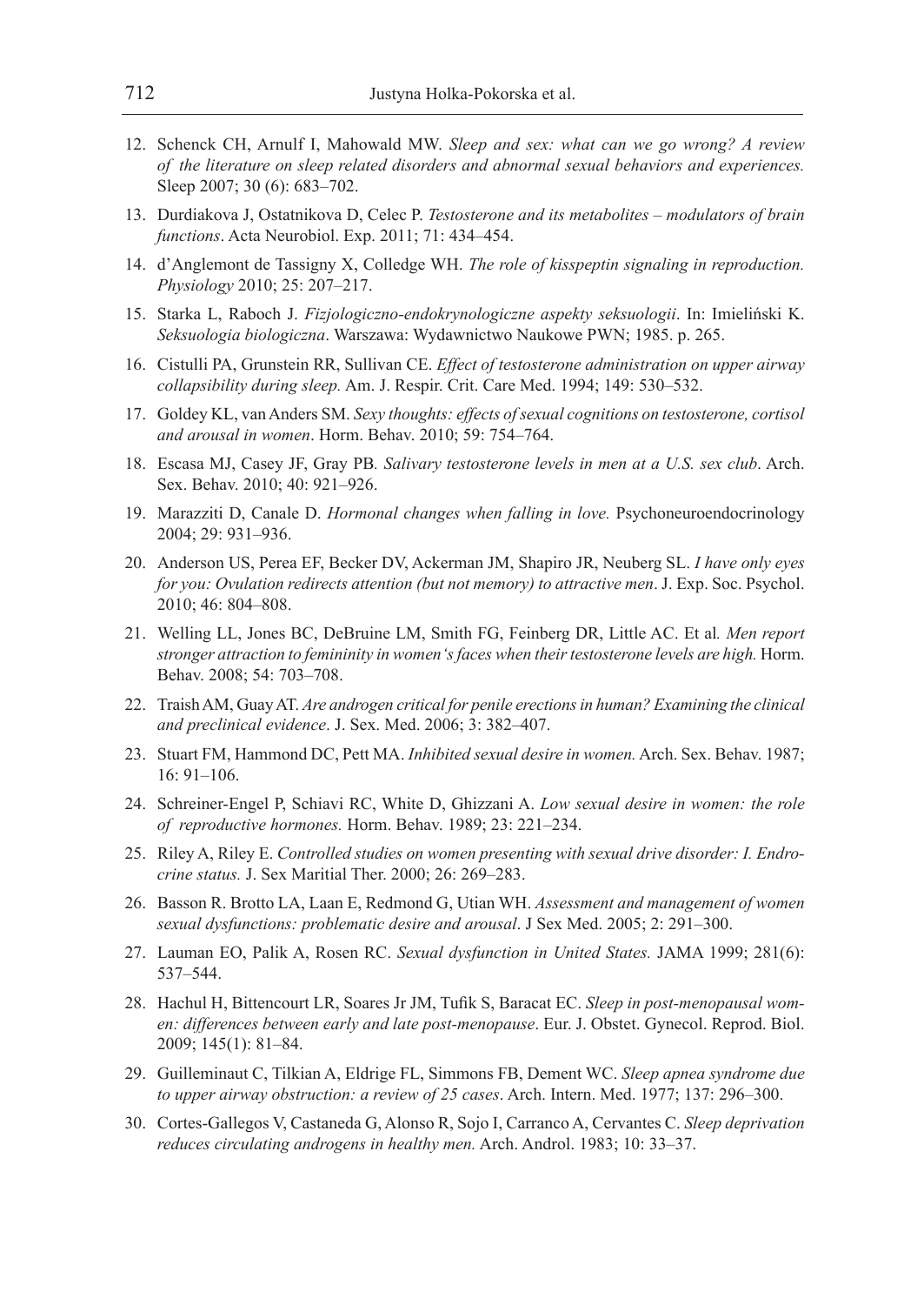12. Schenck CH, Arnulf I, Mahowald MW. *Sleep and sex: what can we go wrong? A review of the literature on sleep related disorders and abnormal sexual behaviors and experiences.* Sleep 2007; 30 (6): 683–702.
13. Durdiakova J, Ostatnikova D, Celec P. *Testosterone and its metabolites – modulators of brain functions*. Acta Neurobiol. Exp. 2011; 71: 434–454.
14. d'Anglemont de Tassigny X, Colledge WH. *The role of kisspeptin signaling in reproduction. Physiology* 2010; 25: 207–217.
15. Starka L, Raboch J. *Fizjologiczno-endokrynologiczne aspekty seksuologii*. In: Imieliński K. *Seksuologia biologiczna*. Warszawa: Wydawnictwo Naukowe PWN; 1985. p. 265.
16. Cistulli PA, Grunstein RR, Sullivan CE. *Effect of testosterone administration on upper airway collapsibility during sleep.* Am. J. Respir. Crit. Care Med. 1994; 149: 530–532.
17. Goldey KL, van Anders SM. *Sexy thoughts: effects of sexual cognitions on testosterone, cortisol and arousal in women*. Horm. Behav. 2010; 59: 754–764.
18. Escasa MJ, Casey JF, Gray PB*. Salivary testosterone levels in men at a U.S. sex club*. Arch. Sex. Behav. 2010; 40: 921–926.
19. Marazziti D, Canale D. *Hormonal changes when falling in love.* Psychoneuroendocrinology 2004; 29: 931–936.
20. Anderson US, Perea EF, Becker DV, Ackerman JM, Shapiro JR, Neuberg SL. *I have only eyes for you: Ovulation redirects attention (but not memory) to attractive men*. J. Exp. Soc. Psychol. 2010; 46: 804–808.
21. Welling LL, Jones BC, DeBruine LM, Smith FG, Feinberg DR, Little AC. Et al*. Men report stronger attraction to femininity in women's faces when their testosterone levels are high.* Horm. Behav. 2008; 54: 703–708.
22. Traish AM, Guay AT. *Are androgen critical for penile erections in human? Examining the clinical and preclinical evidence*. J. Sex. Med. 2006; 3: 382–407.
23. Stuart FM, Hammond DC, Pett MA. *Inhibited sexual desire in women.* Arch. Sex. Behav. 1987; 16: 91–106.
24. Schreiner-Engel P, Schiavi RC, White D, Ghizzani A. *Low sexual desire in women: the role of reproductive hormones.* Horm. Behav. 1989; 23: 221–234.
25. Riley A, Riley E. *Controlled studies on women presenting with sexual drive disorder: I. Endrocrine status.* J. Sex Maritial Ther. 2000; 26: 269–283.
26. Basson R. Brotto LA, Laan E, Redmond G, Utian WH. *Assessment and management of women sexual dysfunctions: problematic desire and arousal*. J Sex Med. 2005; 2: 291–300.
27. Lauman EO, Palik A, Rosen RC. *Sexual dysfunction in United States.* JAMA 1999; 281(6): 537–544.
28. Hachul H, Bittencourt LR, Soares Jr JM, Tufik S, Baracat EC. *Sleep in post-menopausal women: differences between early and late post-menopause*. Eur. J. Obstet. Gynecol. Reprod. Biol. 2009; 145(1): 81–84.
29. Guilleminaut C, Tilkian A, Eldrige FL, Simmons FB, Dement WC. *Sleep apnea syndrome due to upper airway obstruction: a review of 25 cases*. Arch. Intern. Med. 1977; 137: 296–300.
30. Cortes-Gallegos V, Castaneda G, Alonso R, Sojo I, Carranco A, Cervantes C. *Sleep deprivation reduces circulating androgens in healthy men.* Arch. Androl. 1983; 10: 33–37.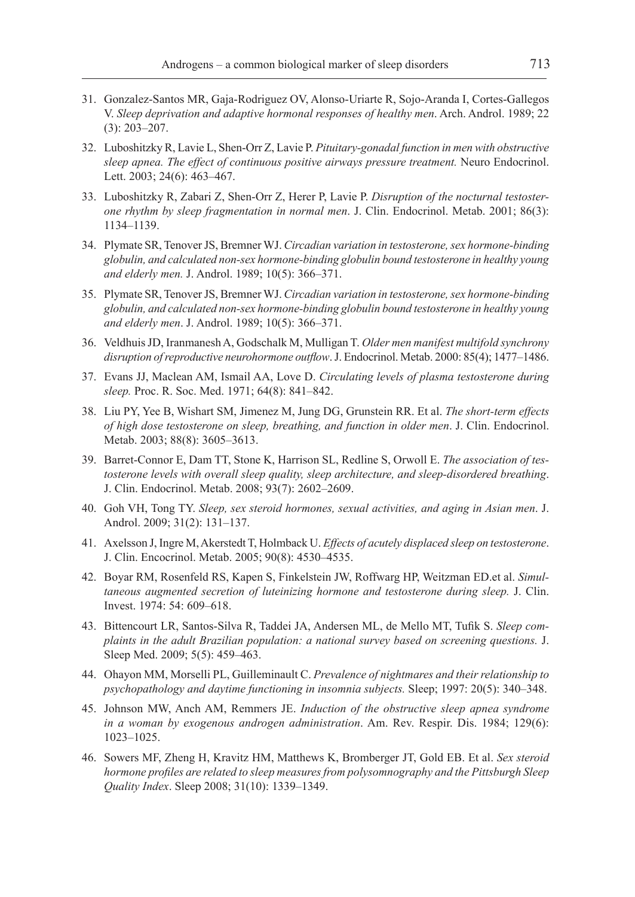31. Gonzalez-Santos MR, Gaja-Rodriguez OV, Alonso-Uriarte R, Sojo-Aranda I, Cortes-Gallegos V. *Sleep deprivation and adaptive hormonal responses of healthy men*. Arch. Androl. 1989; 22 (3): 203–207.
32. Luboshitzky R, Lavie L, Shen-Orr Z, Lavie P. *Pituitary-gonadal function in men with obstructive sleep apnea. The effect of continuous positive airways pressure treatment.* Neuro Endocrinol. Lett. 2003; 24(6): 463–467.
33. Luboshitzky R, Zabari Z, Shen-Orr Z, Herer P, Lavie P. *Disruption of the nocturnal testosterone rhythm by sleep fragmentation in normal men*. J. Clin. Endocrinol. Metab. 2001; 86(3): 1134–1139.
34. Plymate SR, Tenover JS, Bremner WJ. *Circadian variation in testosterone, sex hormone-binding globulin, and calculated non-sex hormone-binding globulin bound testosterone in healthy young and elderly men.* J. Androl. 1989; 10(5): 366–371.
35. Plymate SR, Tenover JS, Bremner WJ. *Circadian variation in testosterone, sex hormone-binding globulin, and calculated non-sex hormone-binding globulin bound testosterone in healthy young and elderly men*. J. Androl. 1989; 10(5): 366–371.
36. Veldhuis JD, Iranmanesh A, Godschalk M, Mulligan T. *Older men manifest multifold synchrony disruption of reproductive neurohormone outflow*. J. Endocrinol. Metab. 2000: 85(4); 1477–1486.
37. Evans JJ, Maclean AM, Ismail AA, Love D. *Circulating levels of plasma testosterone during sleep.* Proc. R. Soc. Med. 1971; 64(8): 841–842.
38. Liu PY, Yee B, Wishart SM, Jimenez M, Jung DG, Grunstein RR. Et al. *The short-term effects of high dose testosterone on sleep, breathing, and function in older men*. J. Clin. Endocrinol. Metab. 2003; 88(8): 3605–3613.
39. Barret-Connor E, Dam TT, Stone K, Harrison SL, Redline S, Orwoll E. *The association of testosterone levels with overall sleep quality, sleep architecture, and sleep-disordered breathing*. J. Clin. Endocrinol. Metab. 2008; 93(7): 2602–2609.
40. Goh VH, Tong TY. *Sleep, sex steroid hormones, sexual activities, and aging in Asian men*. J. Androl. 2009; 31(2): 131–137.
41. Axelsson J, Ingre M, Akerstedt T, Holmback U. *Effects of acutely displaced sleep on testosterone*. J. Clin. Encocrinol. Metab. 2005; 90(8): 4530–4535.
42. Boyar RM, Rosenfeld RS, Kapen S, Finkelstein JW, Roffwarg HP, Weitzman ED.et al. *Simultaneous augmented secretion of luteinizing hormone and testosterone during sleep.* J. Clin. Invest. 1974: 54: 609–618.
43. Bittencourt LR, Santos-Silva R, Taddei JA, Andersen ML, de Mello MT, Tufik S. *Sleep complaints in the adult Brazilian population: a national survey based on screening questions.* J. Sleep Med. 2009; 5(5): 459–463.
44. Ohayon MM, Morselli PL, Guilleminault C. *Prevalence of nightmares and their relationship to psychopathology and daytime functioning in insomnia subjects.* Sleep; 1997: 20(5): 340–348.
45. Johnson MW, Anch AM, Remmers JE. *Induction of the obstructive sleep apnea syndrome in a woman by exogenous androgen administration*. Am. Rev. Respir. Dis. 1984; 129(6): 1023–1025.
46. Sowers MF, Zheng H, Kravitz HM, Matthews K, Bromberger JT, Gold EB. Et al. *Sex steroid hormone profiles are related to sleep measures from polysomnography and the Pittsburgh Sleep Quality Index*. Sleep 2008; 31(10): 1339–1349.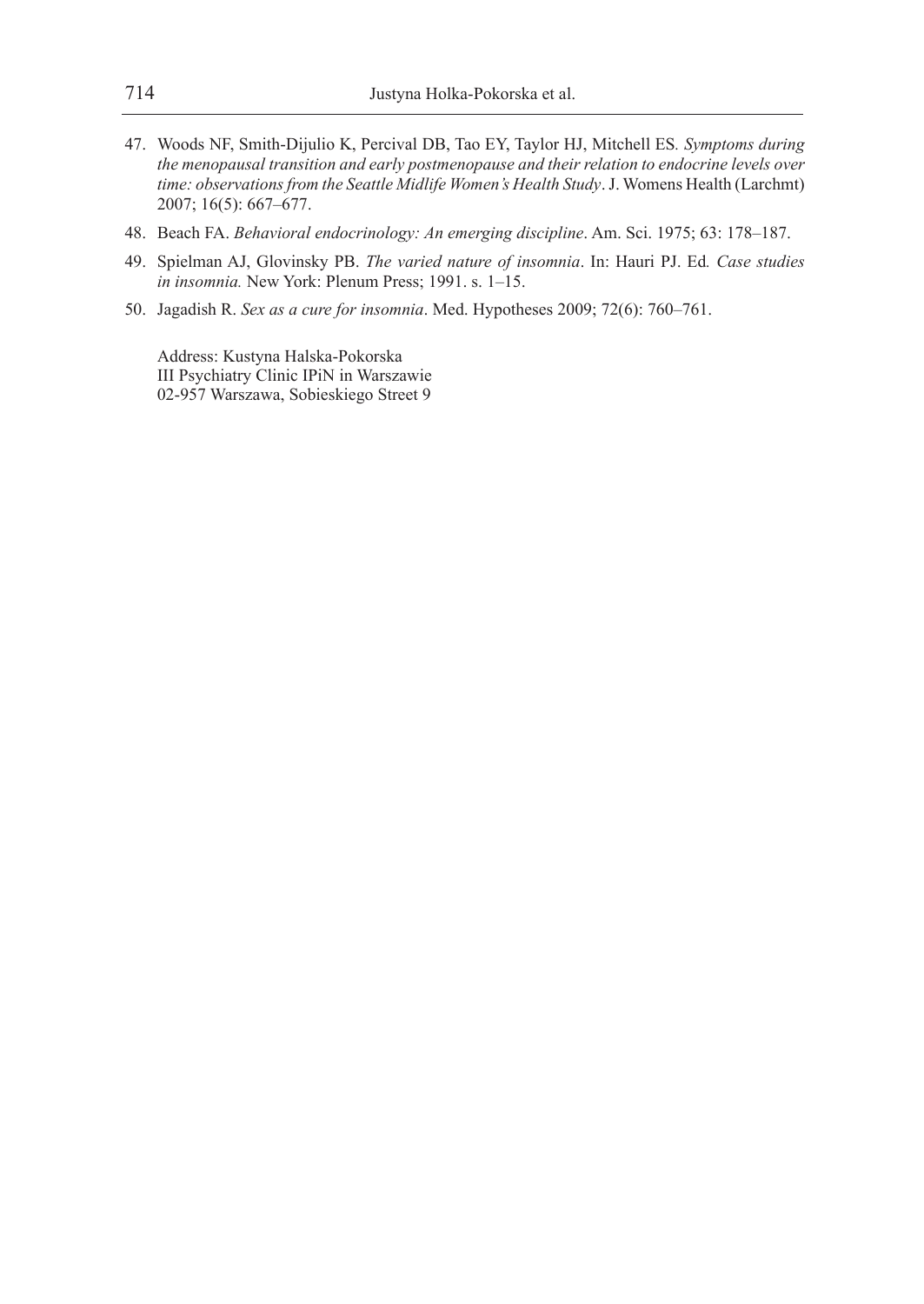47. Woods NF, Smith-Dijulio K, Percival DB, Tao EY, Taylor HJ, Mitchell ES. *Symptoms during the menopausal transition and early postmenopause and their relation to endocrine levels over time: observations from the Seattle Midlife Women's Health Study*. J. Womens Health (Larchmt) 2007; 16(5): 667–677.

48. Beach FA. *Behavioral endocrinology: An emerging discipline*. Am. Sci. 1975; 63: 178–187.

49. Spielman AJ, Glovinsky PB. *The varied nature of insomnia*. In: Hauri PJ. Ed. *Case studies in insomnia.* New York: Plenum Press; 1991. s. 1–15.

50. Jagadish R. *Sex as a cure for insomnia*. Med. Hypotheses 2009; 72(6): 760–761.

Address: Kustyna Halska-Pokorska
III Psychiatry Clinic IPiN in Warszawie
02-957 Warszawa, Sobieskiego Street 9